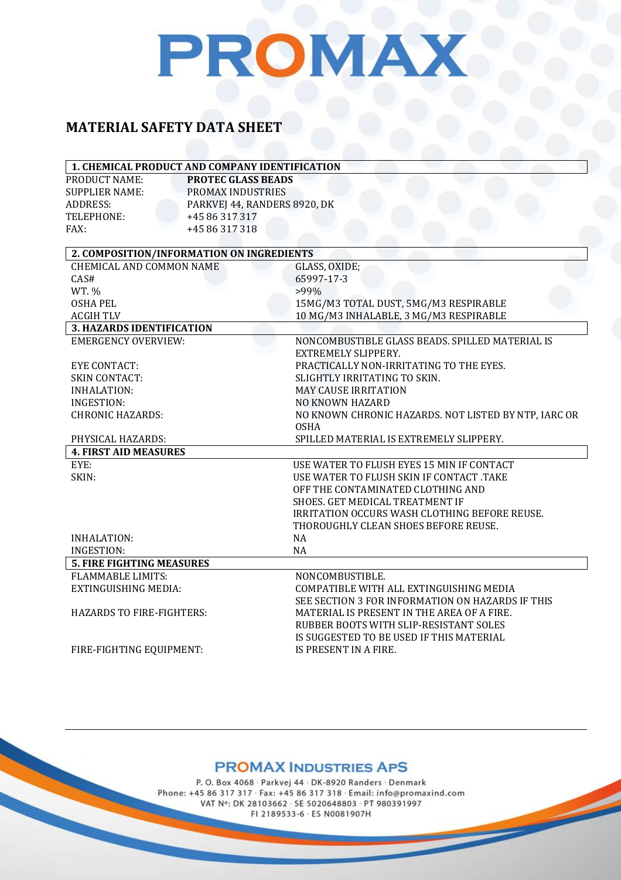# PROMAX

## MATERIAL SAFETY DATA SHEET

| 1. CHEMICAL PRODUCT AND COMPANY IDENTIFICATION | |
|---|---|
| PRODUCT NAME: | **PROTEC GLASS BEADS** |
| SUPPLIER NAME: | PROMAX INDUSTRIES |
| ADDRESS: | PARKVEJ 44, RANDERS 8920, DK |
| TELEPHONE: | +45 86 317 317 |
| FAX: | +45 86 317 318 |

| 2. COMPOSITION/INFORMATION ON INGREDIENTS | |
|---|---|
| CHEMICAL AND COMMON NAME | GLASS, OXIDE; |
| CAS# | 65997-17-3 |
| WT. % | >99% |
| OSHA PEL | 15MG/M3 TOTAL DUST, 5MG/M3 RESPIRABLE |
| ACGIH TLV | 10 MG/M3 INHALABLE, 3 MG/M3 RESPIRABLE |

| 3. HAZARDS IDENTIFICATION | |
|---|---|
| EMERGENCY OVERVIEW: | NONCOMBUSTIBLE GLASS BEADS. SPILLED MATERIAL IS EXTREMELY SLIPPERY. |
| EYE CONTACT: | PRACTICALLY NON-IRRITATING TO THE EYES. |
| SKIN CONTACT: | SLIGHTLY IRRITATING TO SKIN. |
| INHALATION: | MAY CAUSE IRRITATION |
| INGESTION: | NO KNOWN HAZARD |
| CHRONIC HAZARDS: | NO KNOWN CHRONIC HAZARDS. NOT LISTED BY NTP, IARC OR OSHA |
| PHYSICAL HAZARDS: | SPILLED MATERIAL IS EXTREMELY SLIPPERY. |

| 4. FIRST AID MEASURES | |
|---|---|
| EYE: | USE WATER TO FLUSH EYES 15 MIN IF CONTACT |
| SKIN: | USE WATER TO FLUSH SKIN IF CONTACT .TAKE OFF THE CONTAMINATED CLOTHING AND SHOES. GET MEDICAL TREATMENT IF IRRITATION OCCURS WASH CLOTHING BEFORE REUSE. THOROUGHLY CLEAN SHOES BEFORE REUSE. |
| INHALATION: | NA |
| INGESTION: | NA |

| 5. FIRE FIGHTING MEASURES | |
|---|---|
| FLAMMABLE LIMITS: | NONCOMBUSTIBLE. |
| EXTINGUISHING MEDIA: | COMPATIBLE WITH ALL EXTINGUISHING MEDIA |
| HAZARDS TO FIRE-FIGHTERS: | SEE SECTION 3 FOR INFORMATION ON HAZARDS IF THIS MATERIAL IS PRESENT IN THE AREA OF A FIRE. |
| FIRE-FIGHTING EQUIPMENT: | RUBBER BOOTS WITH SLIP-RESISTANT SOLES IS SUGGESTED TO BE USED IF THIS MATERIAL IS PRESENT IN A FIRE. |

**PROMAX INDUSTRIES APS**

P. O. Box 4068 · Parkvej 44 · DK-8920 Randers · Denmark
Phone: +45 86 317 317 · Fax: +45 86 317 318 · Email: info@promaxind.com
VAT Nº: DK 28103662 · SE 5020648803 · PT 980391997
FI 2189533-6 · ES N0081907H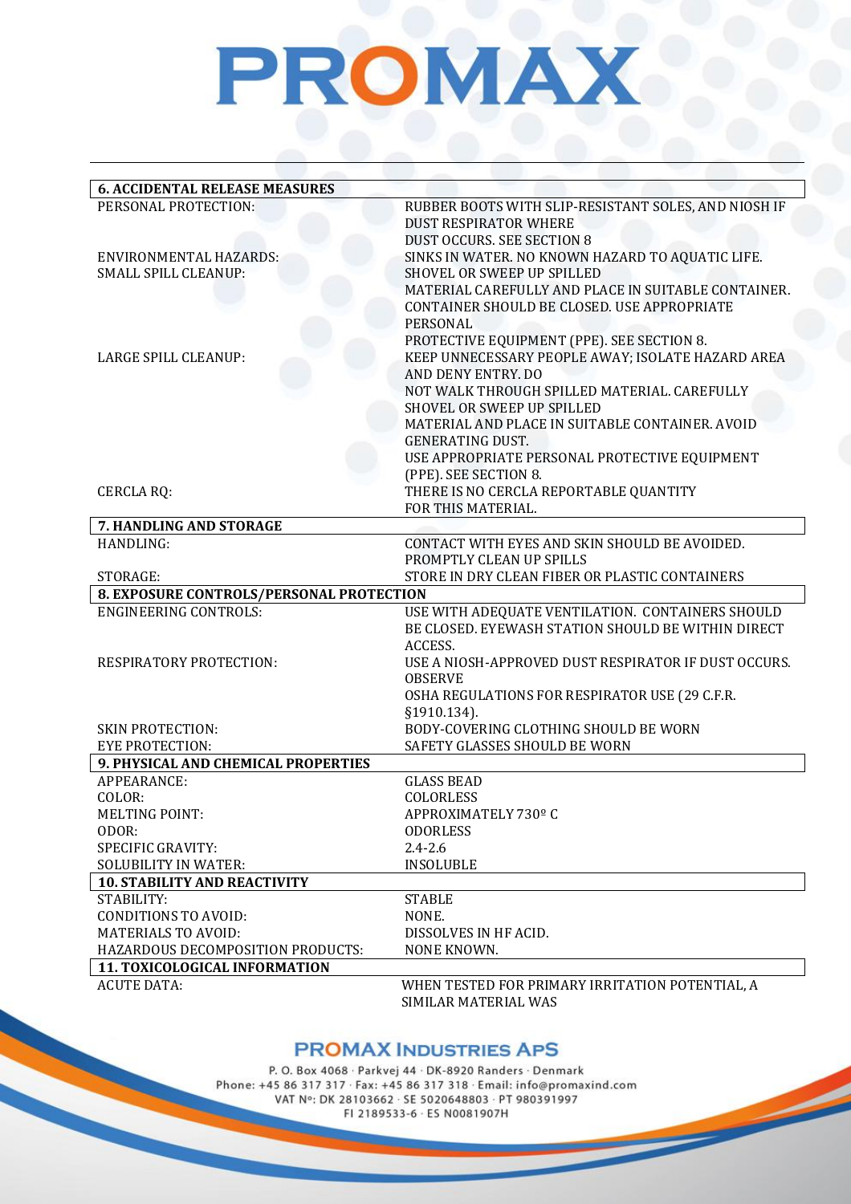| 6. ACCIDENTAL RELEASE MEASURES | |
|---|---|
| PERSONAL PROTECTION: | RUBBER BOOTS WITH SLIP-RESISTANT SOLES, AND NIOSH IF DUST RESPIRATOR WHERE DUST OCCURS. SEE SECTION 8 |
| ENVIRONMENTAL HAZARDS: | SINKS IN WATER. NO KNOWN HAZARD TO AQUATIC LIFE. |
| SMALL SPILL CLEANUP: | SHOVEL OR SWEEP UP SPILLED MATERIAL CAREFULLY AND PLACE IN SUITABLE CONTAINER. CONTAINER SHOULD BE CLOSED. USE APPROPRIATE PERSONAL PROTECTIVE EQUIPMENT (PPE). SEE SECTION 8. |
| LARGE SPILL CLEANUP: | KEEP UNNECESSARY PEOPLE AWAY; ISOLATE HAZARD AREA AND DENY ENTRY. DO NOT WALK THROUGH SPILLED MATERIAL. CAREFULLY SHOVEL OR SWEEP UP SPILLED MATERIAL AND PLACE IN SUITABLE CONTAINER. AVOID GENERATING DUST. USE APPROPRIATE PERSONAL PROTECTIVE EQUIPMENT (PPE). SEE SECTION 8. |
| CERCLA RQ: | THERE IS NO CERCLA REPORTABLE QUANTITY FOR THIS MATERIAL. |

| 7. HANDLING AND STORAGE | |
|---|---|
| HANDLING: | CONTACT WITH EYES AND SKIN SHOULD BE AVOIDED. PROMPTLY CLEAN UP SPILLS |
| STORAGE: | STORE IN DRY CLEAN FIBER OR PLASTIC CONTAINERS |

| 8. EXPOSURE CONTROLS/PERSONAL PROTECTION | |
|---|---|
| ENGINEERING CONTROLS: | USE WITH ADEQUATE VENTILATION. CONTAINERS SHOULD BE CLOSED. EYEWASH STATION SHOULD BE WITHIN DIRECT ACCESS. |
| RESPIRATORY PROTECTION: | USE A NIOSH-APPROVED DUST RESPIRATOR IF DUST OCCURS. OBSERVE OSHA REGULATIONS FOR RESPIRATOR USE (29 C.F.R. §1910.134). |
| SKIN PROTECTION: | BODY-COVERING CLOTHING SHOULD BE WORN |
| EYE PROTECTION: | SAFETY GLASSES SHOULD BE WORN |

| 9. PHYSICAL AND CHEMICAL PROPERTIES | |
|---|---|
| APPEARANCE: | GLASS BEAD |
| COLOR: | COLORLESS |
| MELTING POINT: | APPROXIMATELY 730º C |
| ODOR: | ODORLESS |
| SPECIFIC GRAVITY: | 2.4-2.6 |
| SOLUBILITY IN WATER: | INSOLUBLE |

| 10. STABILITY AND REACTIVITY | |
|---|---|
| STABILITY: | STABLE |
| CONDITIONS TO AVOID: | NONE. |
| MATERIALS TO AVOID: | DISSOLVES IN HF ACID. |
| HAZARDOUS DECOMPOSITION PRODUCTS: | NONE KNOWN. |

| 11. TOXICOLOGICAL INFORMATION | |
|---|---|
| ACUTE DATA: | WHEN TESTED FOR PRIMARY IRRITATION POTENTIAL, A SIMILAR MATERIAL WAS |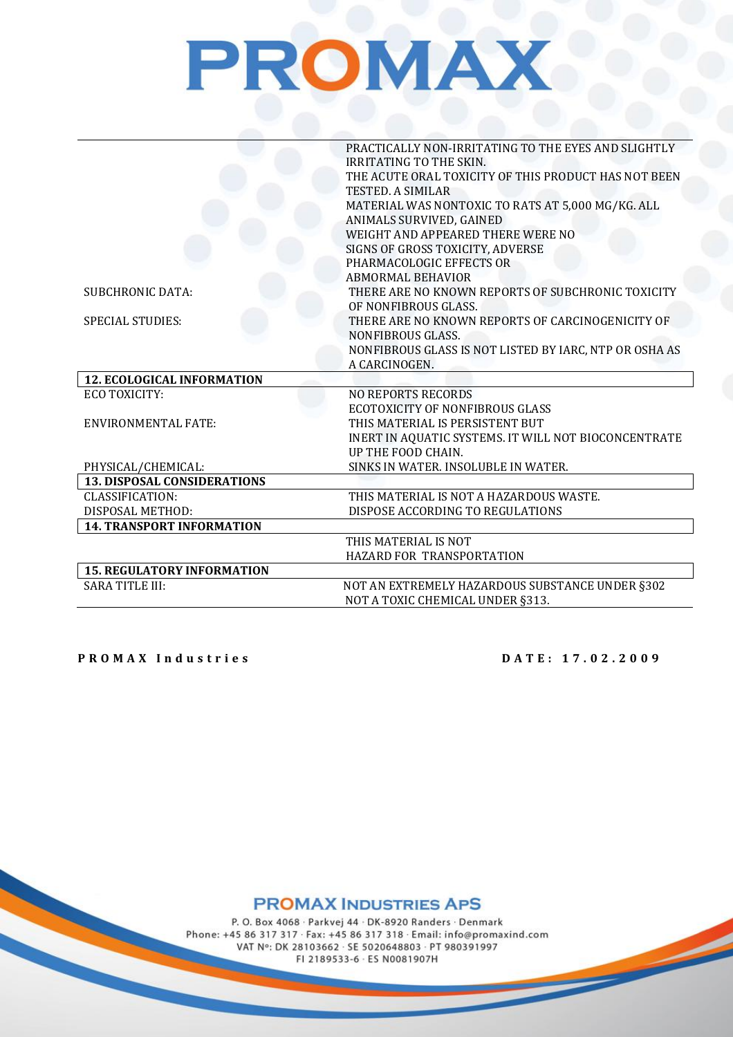| | |
|---|---|
| | PRACTICALLY NON-IRRITATING TO THE EYES AND SLIGHTLY IRRITATING TO THE SKIN.<br>THE ACUTE ORAL TOXICITY OF THIS PRODUCT HAS NOT BEEN TESTED. A SIMILAR MATERIAL WAS NONTOXIC TO RATS AT 5,000 MG/KG. ALL ANIMALS SURVIVED, GAINED WEIGHT AND APPEARED THERE WERE NO SIGNS OF GROSS TOXICITY, ADVERSE PHARMACOLOGIC EFFECTS OR ABMORMAL BEHAVIOR |
| SUBCHRONIC DATA: | THERE ARE NO KNOWN REPORTS OF SUBCHRONIC TOXICITY OF NONFIBROUS GLASS. |
| SPECIAL STUDIES: | THERE ARE NO KNOWN REPORTS OF CARCINOGENICITY OF NONFIBROUS GLASS.<br>NONFIBROUS GLASS IS NOT LISTED BY IARC, NTP OR OSHA AS A CARCINOGEN. |
| **12. ECOLOGICAL INFORMATION** | |
| ECO TOXICITY: | NO REPORTS RECORDS ECOTOXICITY OF NONFIBROUS GLASS |
| ENVIRONMENTAL FATE: | THIS MATERIAL IS PERSISTENT BUT INERT IN AQUATIC SYSTEMS. IT WILL NOT BIOCONCENTRATE UP THE FOOD CHAIN. |
| PHYSICAL/CHEMICAL: | SINKS IN WATER. INSOLUBLE IN WATER. |
| **13. DISPOSAL CONSIDERATIONS** | |
| CLASSIFICATION: | THIS MATERIAL IS NOT A HAZARDOUS WASTE. |
| DISPOSAL METHOD: | DISPOSE ACCORDING TO REGULATIONS |
| **14. TRANSPORT INFORMATION** | |
| | THIS MATERIAL IS NOT HAZARD FOR TRANSPORTATION |
| **15. REGULATORY INFORMATION** | |
| SARA TITLE III: | NOT AN EXTREMELY HAZARDOUS SUBSTANCE UNDER §302<br>NOT A TOXIC CHEMICAL UNDER §313. |

**PROMAX Industries** **DATE: 17.02.2009**